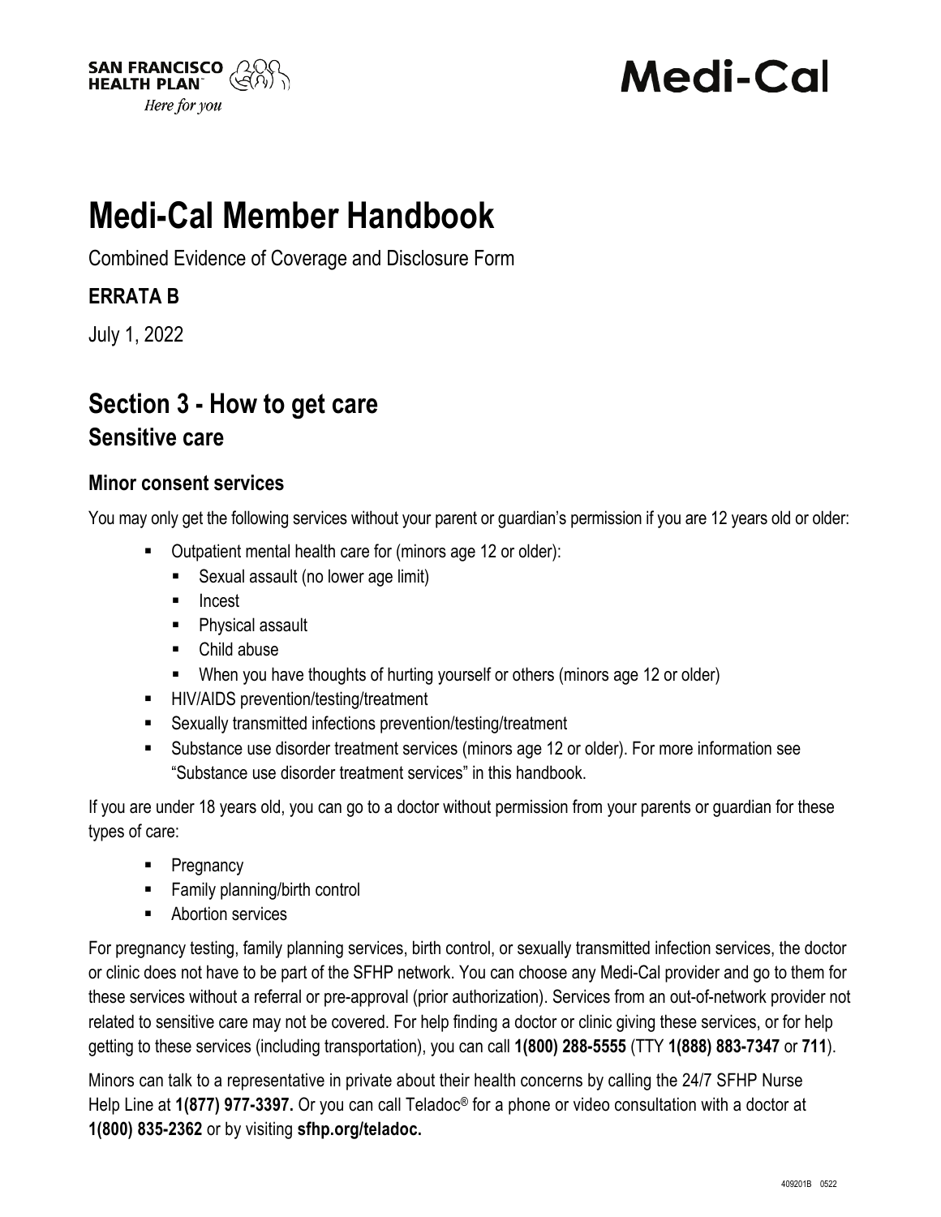SAN FRANCISCO HEALTH PLAN
*Here for you*

**Medi-Cal**

# Medi-Cal Member Handbook

Combined Evidence of Coverage and Disclosure Form

**ERRATA B**

July 1, 2022

## Section 3 - How to get care

## Sensitive care

### Minor consent services

You may only get the following services without your parent or guardian's permission if you are 12 years old or older:

- Outpatient mental health care for (minors age 12 or older):
  - Sexual assault (no lower age limit)
  - Incest
  - Physical assault
  - Child abuse
  - When you have thoughts of hurting yourself or others (minors age 12 or older)
- HIV/AIDS prevention/testing/treatment
- Sexually transmitted infections prevention/testing/treatment
- Substance use disorder treatment services (minors age 12 or older). For more information see "Substance use disorder treatment services" in this handbook.

If you are under 18 years old, you can go to a doctor without permission from your parents or guardian for these types of care:

- Pregnancy
- Family planning/birth control
- Abortion services

For pregnancy testing, family planning services, birth control, or sexually transmitted infection services, the doctor or clinic does not have to be part of the SFHP network. You can choose any Medi-Cal provider and go to them for these services without a referral or pre-approval (prior authorization). Services from an out-of-network provider not related to sensitive care may not be covered. For help finding a doctor or clinic giving these services, or for help getting to these services (including transportation), you can call **1(800) 288-5555** (TTY **1(888) 883-7347** or **711**).

Minors can talk to a representative in private about their health concerns by calling the 24/7 SFHP Nurse Help Line at **1(877) 977-3397.** Or you can call Teladoc® for a phone or video consultation with a doctor at **1(800) 835-2362** or by visiting **sfhp.org/teladoc.**

409201B 0522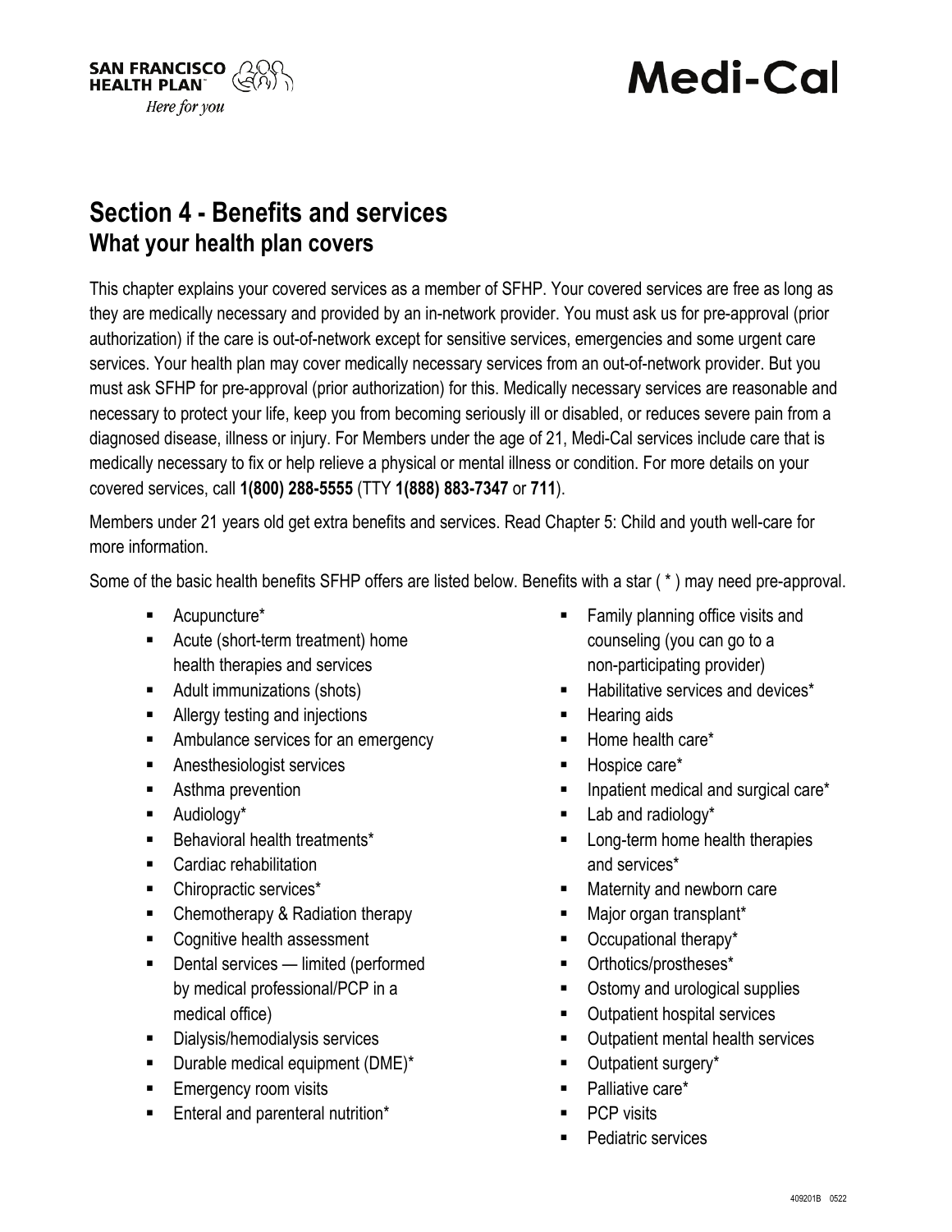SAN FRANCISCO HEALTH PLAN
*Here for you*

# Medi-Cal

## Section 4 - Benefits and services
### What your health plan covers

This chapter explains your covered services as a member of SFHP. Your covered services are free as long as they are medically necessary and provided by an in-network provider. You must ask us for pre-approval (prior authorization) if the care is out-of-network except for sensitive services, emergencies and some urgent care services. Your health plan may cover medically necessary services from an out-of-network provider. But you must ask SFHP for pre-approval (prior authorization) for this. Medically necessary services are reasonable and necessary to protect your life, keep you from becoming seriously ill or disabled, or reduces severe pain from a diagnosed disease, illness or injury. For Members under the age of 21, Medi-Cal services include care that is medically necessary to fix or help relieve a physical or mental illness or condition. For more details on your covered services, call **1(800) 288-5555** (TTY **1(888) 883-7347** or **711**).

Members under 21 years old get extra benefits and services. Read Chapter 5: Child and youth well-care for more information.

Some of the basic health benefits SFHP offers are listed below. Benefits with a star ( * ) may need pre-approval.

- Acupuncture*
- Acute (short-term treatment) home health therapies and services
- Adult immunizations (shots)
- Allergy testing and injections
- Ambulance services for an emergency
- Anesthesiologist services
- Asthma prevention
- Audiology*
- Behavioral health treatments*
- Cardiac rehabilitation
- Chiropractic services*
- Chemotherapy & Radiation therapy
- Cognitive health assessment
- Dental services — limited (performed by medical professional/PCP in a medical office)
- Dialysis/hemodialysis services
- Durable medical equipment (DME)*
- Emergency room visits
- Enteral and parenteral nutrition*
- Family planning office visits and counseling (you can go to a non-participating provider)
- Habilitative services and devices*
- Hearing aids
- Home health care*
- Hospice care*
- Inpatient medical and surgical care*
- Lab and radiology*
- Long-term home health therapies and services*
- Maternity and newborn care
- Major organ transplant*
- Occupational therapy*
- Orthotics/prostheses*
- Ostomy and urological supplies
- Outpatient hospital services
- Outpatient mental health services
- Outpatient surgery*
- Palliative care*
- PCP visits
- Pediatric services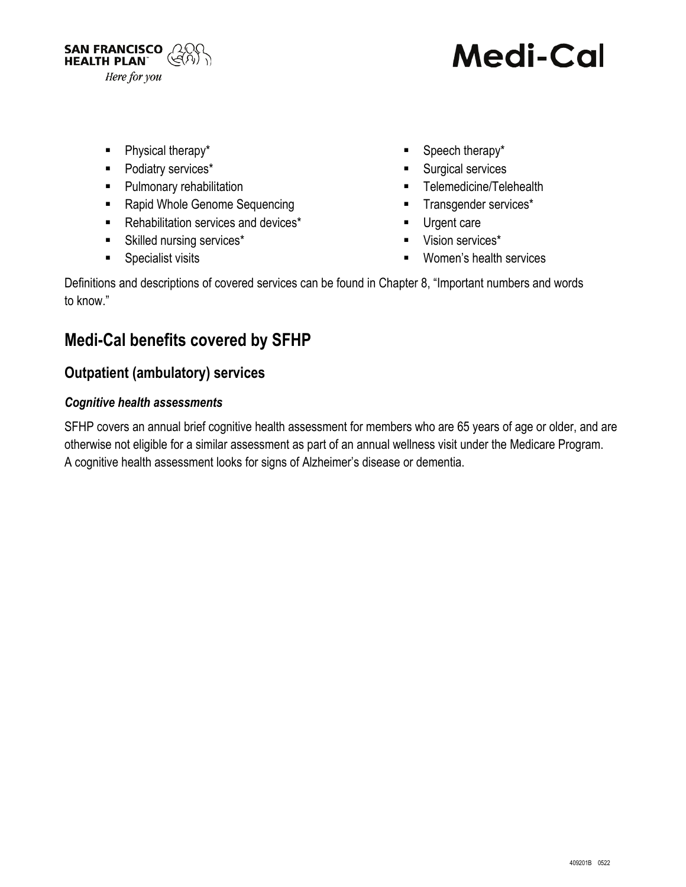- Physical therapy*
- Podiatry services*
- Pulmonary rehabilitation
- Rapid Whole Genome Sequencing
- Rehabilitation services and devices*
- Skilled nursing services*
- Specialist visits
- Speech therapy*
- Surgical services
- Telemedicine/Telehealth
- Transgender services*
- Urgent care
- Vision services*
- Women's health services

Definitions and descriptions of covered services can be found in Chapter 8, "Important numbers and words to know."

## Medi-Cal benefits covered by SFHP

### Outpatient (ambulatory) services

#### *Cognitive health assessments*

SFHP covers an annual brief cognitive health assessment for members who are 65 years of age or older, and are otherwise not eligible for a similar assessment as part of an annual wellness visit under the Medicare Program. A cognitive health assessment looks for signs of Alzheimer's disease or dementia.